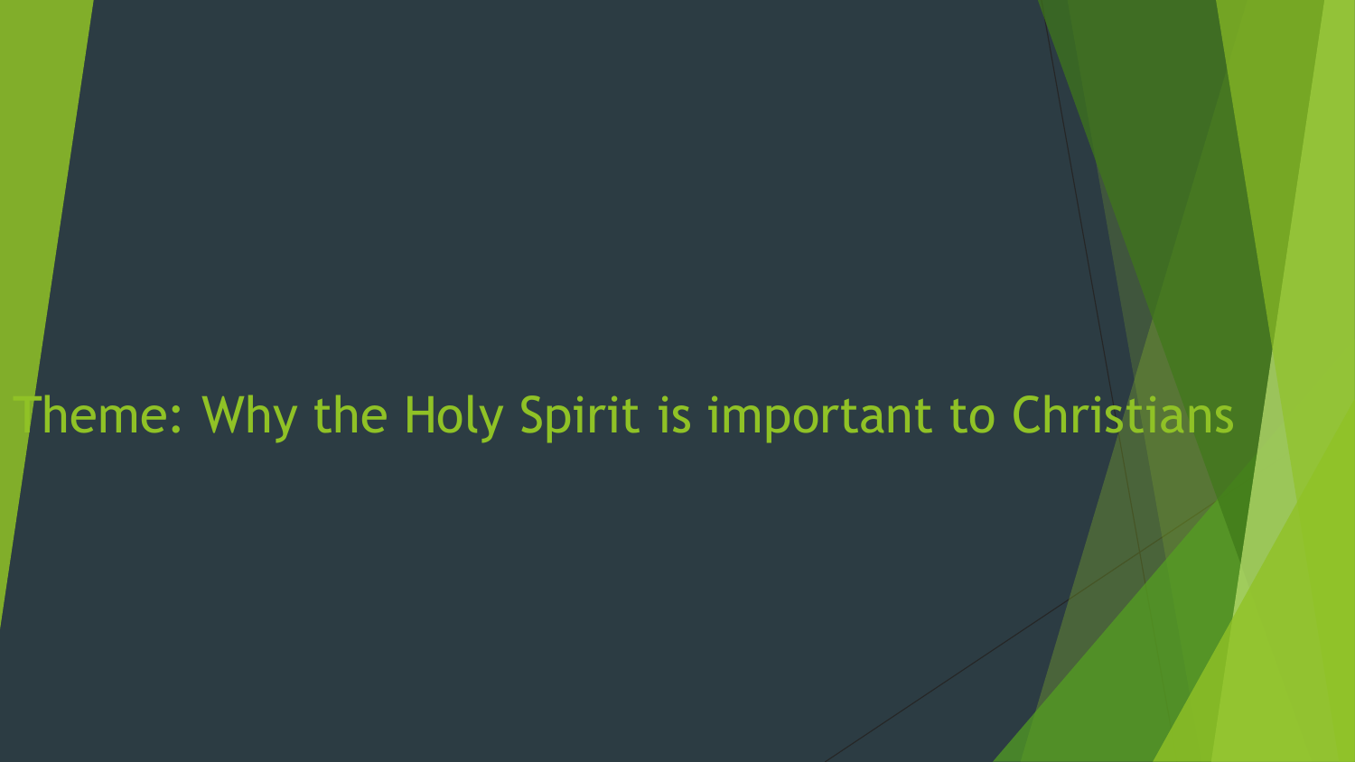# Theme: Why the Holy Spirit is important to Christians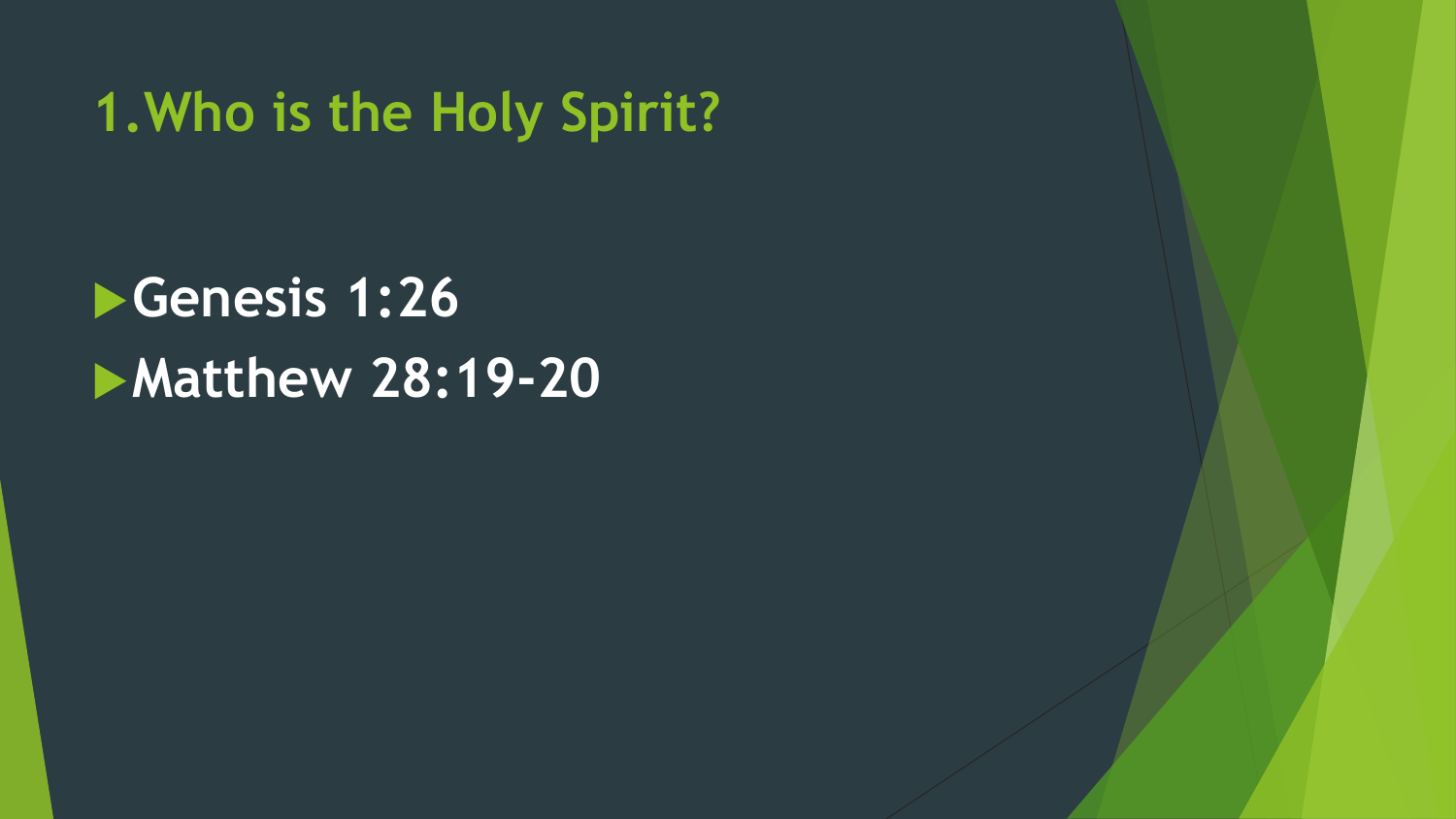## 1. Who is the Holy Spirit?

- **Genesis 1:26**
- **Matthew 28:19-20**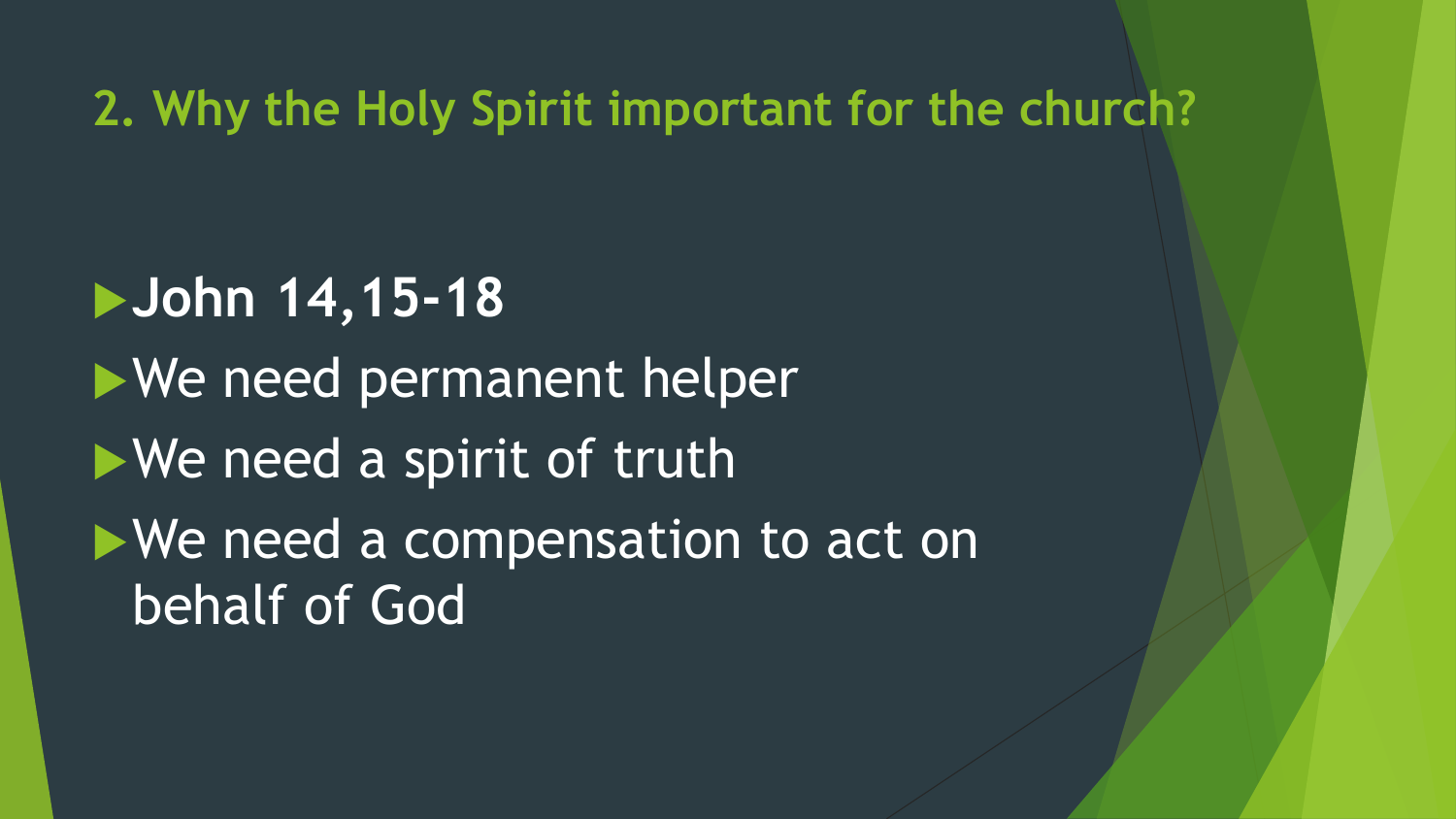## 2. Why the Holy Spirit important for the church?

- **John 14,15-18**
- We need permanent helper
- We need a spirit of truth
- We need a compensation to act on behalf of God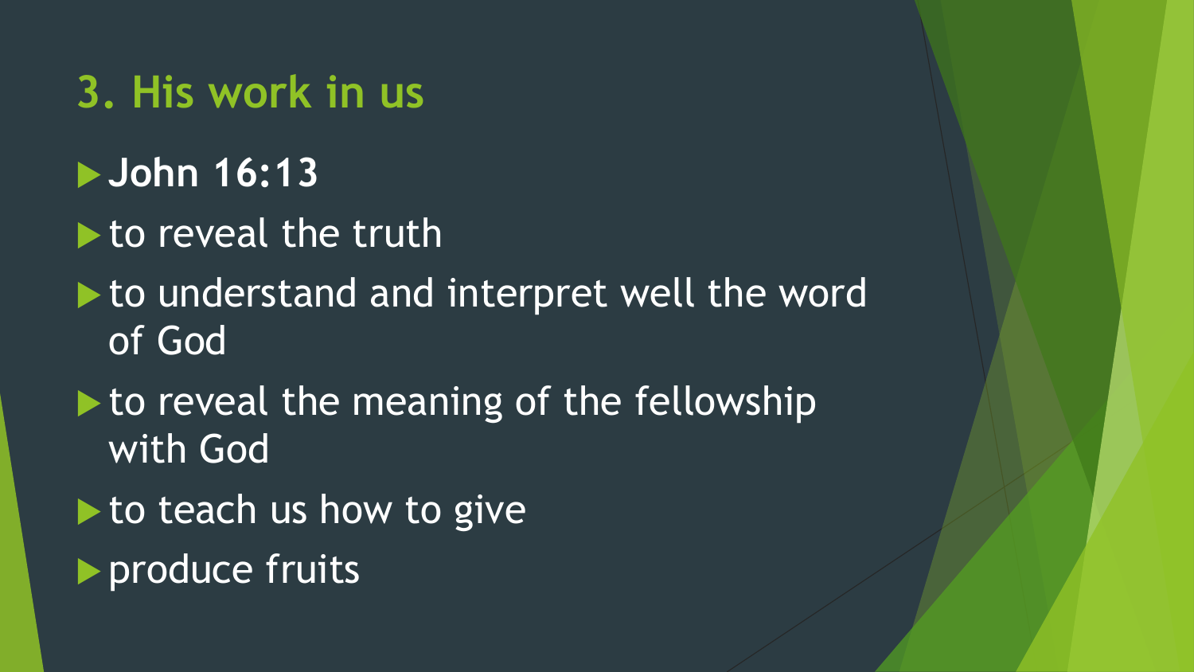## 3. His work in us

- **John 16:13**
- to reveal the truth
- to understand and interpret well the word of God
- to reveal the meaning of the fellowship with God
- to teach us how to give
- produce fruits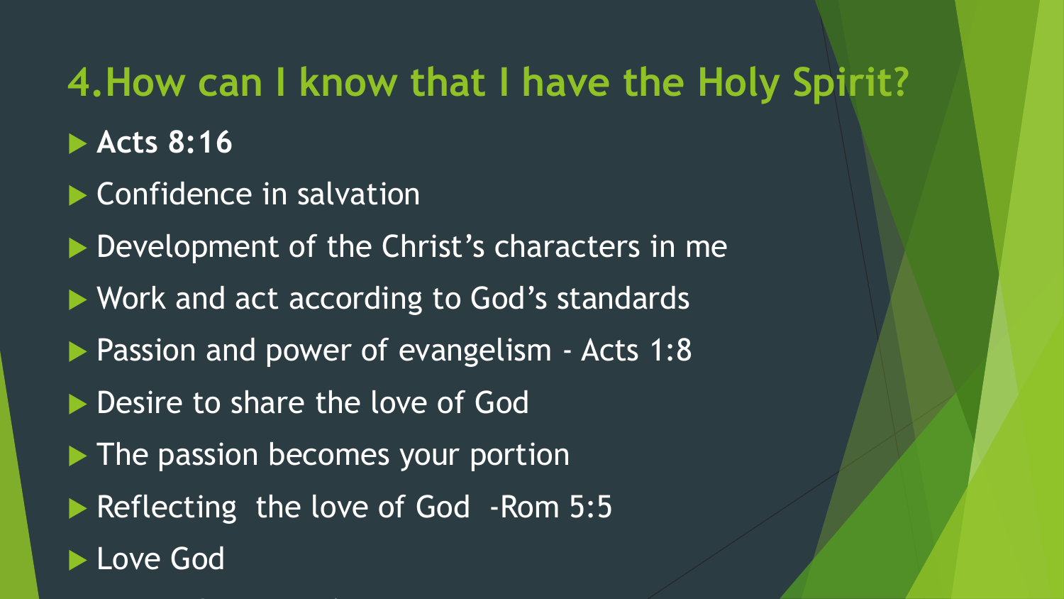## 4.How can I know that I have the Holy Spirit?

- **Acts 8:16**
- Confidence in salvation
- Development of the Christ's characters in me
- Work and act according to God's standards
- Passion and power of evangelism - Acts 1:8
- Desire to share the love of God
- The passion becomes your portion
- Reflecting the love of God -Rom 5:5
- Love God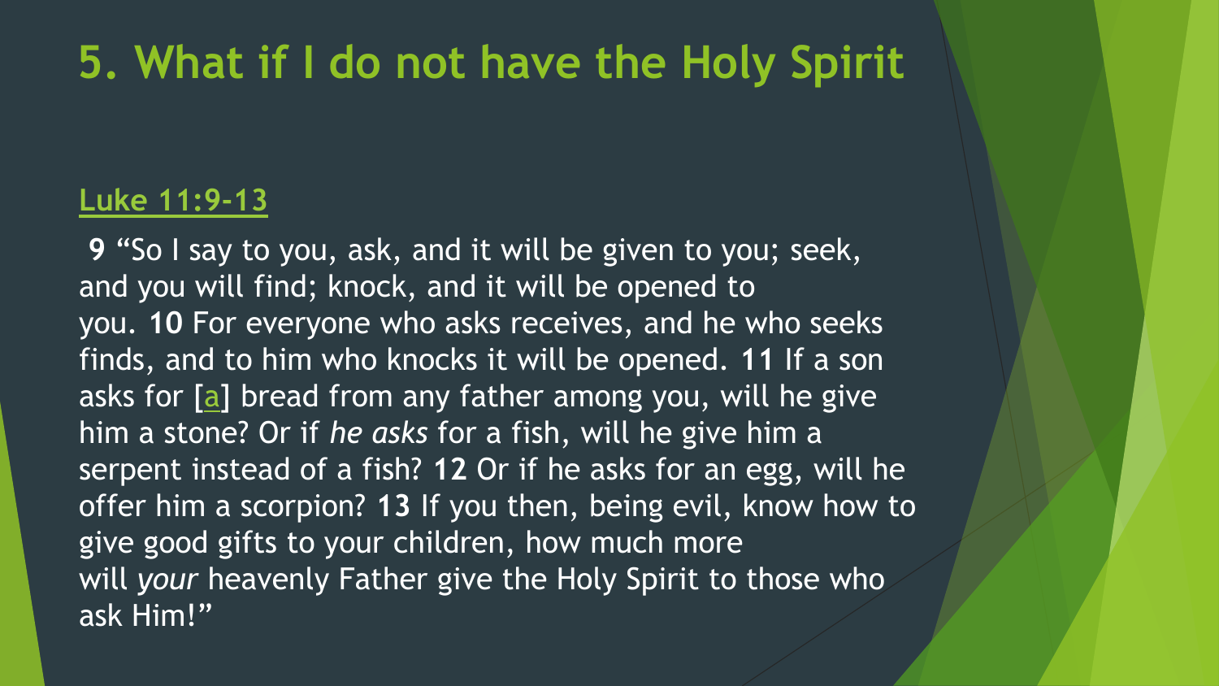# 5. What if I do not have the Holy Spirit

**Luke 11:9-13**

**9** "So I say to you, ask, and it will be given to you; seek, and you will find; knock, and it will be opened to you. **10** For everyone who asks receives, and he who seeks finds, and to him who knocks it will be opened. **11** If a son asks for [a] bread from any father among you, will he give him a stone? Or if *he asks* for a fish, will he give him a serpent instead of a fish? **12** Or if he asks for an egg, will he offer him a scorpion? **13** If you then, being evil, know how to give good gifts to your children, how much more will *your* heavenly Father give the Holy Spirit to those who ask Him!"